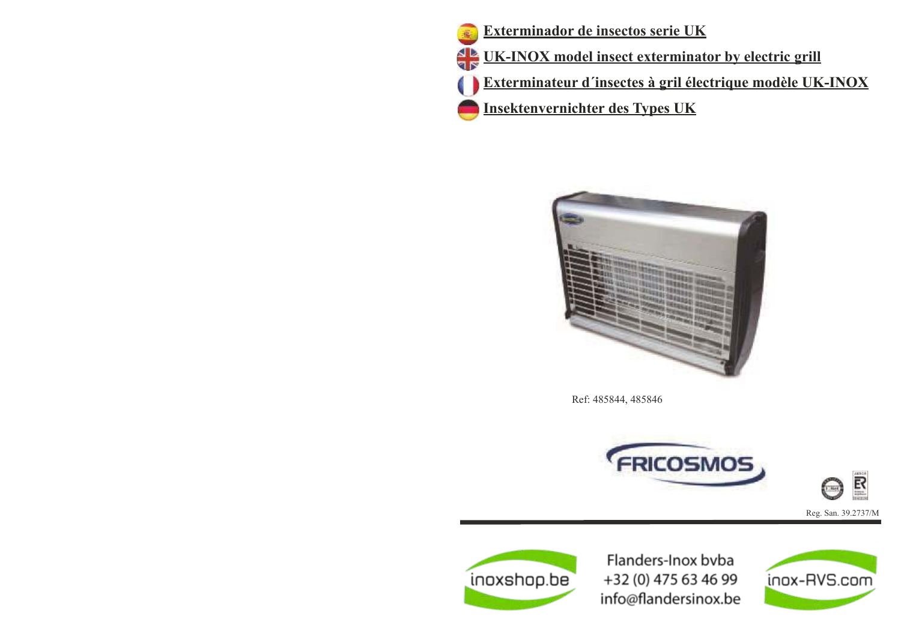# Exterminador de insectos serie UK

# UK-INOX model insect exterminator by electric grill

# Exterminateur d´insectes à gril électrique modèle UK-INOX

# Insektenvernichter des Types UK

Ref: 485844, 485846

FRICOSMOS

Reg. San. 39.2737/M

inoxshop.be

Flanders-Inox bvba
+32 (0) 475 63 46 99
info@flandersinox.be

inox-RVS.com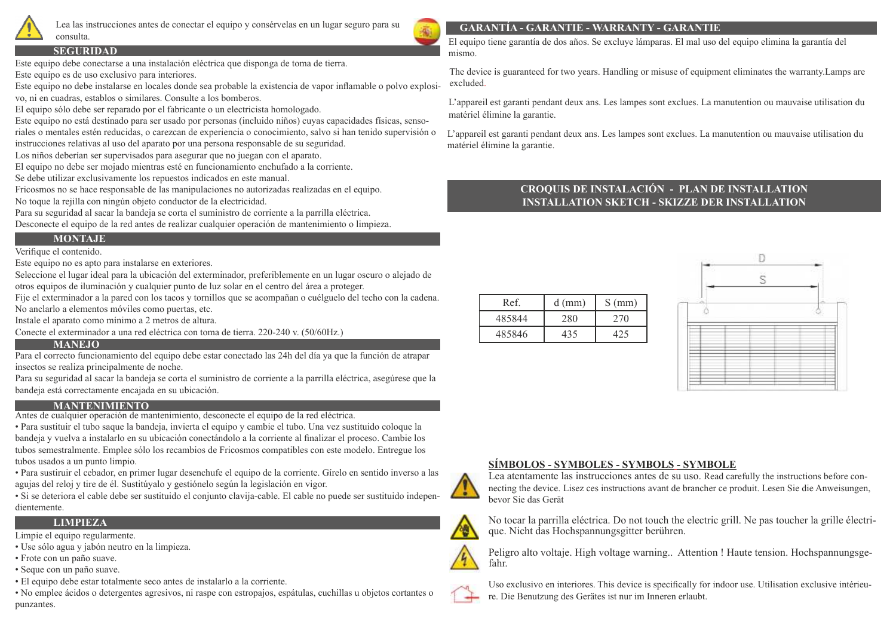Lea las instrucciones antes de conectar el equipo y consérvelas en un lugar seguro para su consulta.

## SEGURIDAD

Este equipo debe conectarse a una instalación eléctrica que disponga de toma de tierra.
Este equipo es de uso exclusivo para interiores.
Este equipo no debe instalarse en locales donde sea probable la existencia de vapor inflamable o polvo explosivo, ni en cuadras, establos o similares. Consulte a los bomberos.
El equipo sólo debe ser reparado por el fabricante o un electricista homologado.
Este equipo no está destinado para ser usado por personas (incluido niños) cuyas capacidades físicas, sensoriales o mentales estén reducidas, o carezcan de experiencia o conocimiento, salvo si han tenido supervisión o instrucciones relativas al uso del aparato por una persona responsable de su seguridad.
Los niños deberían ser supervisados para asegurar que no juegan con el aparato.
El equipo no debe ser mojado mientras esté en funcionamiento enchufado a la corriente.
Se debe utilizar exclusivamente los repuestos indicados en este manual.
Fricosmos no se hace responsable de las manipulaciones no autorizadas realizadas en el equipo.
No toque la rejilla con ningún objeto conductor de la electricidad.
Para su seguridad al sacar la bandeja se corta el suministro de corriente a la parrilla eléctrica.
Desconecte el equipo de la red antes de realizar cualquier operación de mantenimiento o limpieza.

## MONTAJE

Verifique el contenido.
Este equipo no es apto para instalarse en exteriores.
Seleccione el lugar ideal para la ubicación del exterminador, preferiblemente en un lugar oscuro o alejado de otros equipos de iluminación y cualquier punto de luz solar en el centro del área a proteger.
Fije el exterminador a la pared con los tacos y tornillos que se acompañan o cuélguelo del techo con la cadena.
No anclarlo a elementos móviles como puertas, etc.
Instale el aparato como mínimo a 2 metros de altura.
Conecte el exterminador a una red eléctrica con toma de tierra. 220-240 v. (50/60Hz.)

## MANEJO

Para el correcto funcionamiento del equipo debe estar conectado las 24h del día ya que la función de atrapar insectos se realiza principalmente de noche.
Para su seguridad al sacar la bandeja se corta el suministro de corriente a la parrilla eléctrica, asegúrese que la bandeja está correctamente encajada en su ubicación.

## MANTENIMIENTO

Antes de cualquier operación de mantenimiento, desconecte el equipo de la red eléctrica.

- Para sustituir el tubo saque la bandeja, invierta el equipo y cambie el tubo. Una vez sustituido coloque la bandeja y vuelva a instalarlo en su ubicación conectándolo a la corriente al finalizar el proceso. Cambie los tubos semestralmente. Emplee sólo los recambios de Fricosmos compatibles con este modelo. Entregue los tubos usados a un punto limpio.
- Para sustiruir el cebador, en primer lugar desenchufe el equipo de la corriente. Gírelo en sentido inverso a las agujas del reloj y tire de él. Sustitúyalo y gestiónelo según la legislación en vigor.
- Si se deteriora el cable debe ser sustituido el conjunto clavija-cable. El cable no puede ser sustituido independientemente.

## LIMPIEZA

Limpie el equipo regularmente.

- Use sólo agua y jabón neutro en la limpieza.
- Frote con un paño suave.
- Seque con un paño suave.
- El equipo debe estar totalmente seco antes de instalarlo a la corriente.
- No emplee ácidos o detergentes agresivos, ni raspe con estropajos, espátulas, cuchillas u objetos cortantes o punzantes.

## GARANTÍA - GARANTIE - WARRANTY - GARANTIE

El equipo tiene garantía de dos años. Se excluye lámparas. El mal uso del equipo elimina la garantía del mismo.

The device is guaranteed for two years. Handling or misuse of equipment eliminates the warranty.Lamps are excluded.

L'appareil est garanti pendant deux ans. Les lampes sont exclues. La manutention ou mauvaise utilisation du matériel élimine la garantie.

L'appareil est garanti pendant deux ans. Les lampes sont exclues. La manutention ou mauvaise utilisation du matériel élimine la garantie.

## CROQUIS DE INSTALACIÓN - PLAN DE INSTALLATION
## INSTALLATION SKETCH - SKIZZE DER INSTALLATION

| Ref. | d (mm) | S (mm) |
|---|---|---|
| 485844 | 280 | 270 |
| 485846 | 435 | 425 |

D

S

## SÍMBOLOS - SYMBOLES - SYMBOLS - SYMBOLE

Lea atentamente las instrucciones antes de su uso. Read carefully the instructions before connecting the device. Lisez ces instructions avant de brancher ce produit. Lesen Sie die Anweisungen, bevor Sie das Gerät

No tocar la parrilla eléctrica. Do not touch the electric grill. Ne pas toucher la grille électrique. Nicht das Hochspannungsgitter berühren.

Peligro alto voltaje. High voltage warning.. Attention ! Haute tension. Hochspannungsgefahr.

Uso exclusivo en interiores. This device is specifically for indoor use. Utilisation exclusive intérieure. Die Benutzung des Gerätes ist nur im Inneren erlaubt.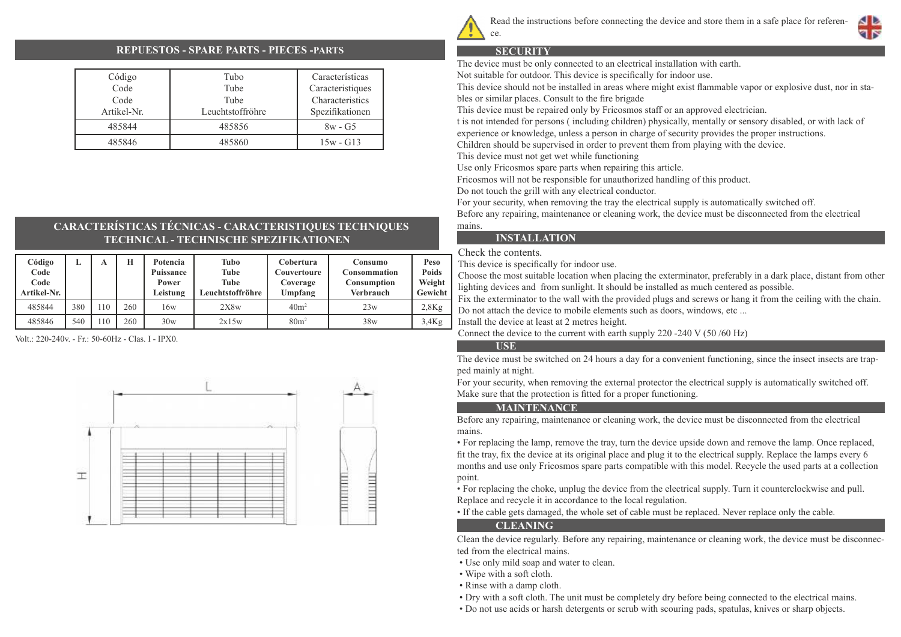## REPUESTOS - SPARE PARTS - PIECES -PARTS

| Código<br>Code<br>Code<br>Artikel-Nr. | Tubo<br>Tube<br>Tube<br>Leuchtstoffröhre | Características<br>Caracteristiques<br>Characteristics<br>Spezifikationen |
|---|---|---|
| 485844 | 485856 | 8w - G5 |
| 485846 | 485860 | 15w - G13 |

## CARACTERÍSTICAS TÉCNICAS - CARACTERISTIQUES TECHNIQUES TECHNICAL - TECHNISCHE SPEZIFIKATIONEN

| Código<br>Code<br>Code<br>Artikel-Nr. | L | A | H | Potencia<br>Puissance<br>Power<br>Leistung | Tubo<br>Tube<br>Tube<br>Leuchtstoffröhre | Cobertura<br>Couvertoure<br>Coverage<br>Umpfang | Consumo<br>Consommation<br>Consumption<br>Verbrauch | Peso<br>Poids<br>Weight<br>Gewicht |
|---|---|---|---|---|---|---|---|---|
| 485844 | 380 | 110 | 260 | 16w | 2X8w | $40m^2$ | 23w | 2,8Kg |
| 485846 | 540 | 110 | 260 | 30w | 2x15w | $80m^2$ | 38w | 3,4Kg |

Volt.: 220-240v. - Fr.: 50-60Hz - Clas. I - IPX0.

L A H

Read the instructions before connecting the device and store them in a safe place for reference.

## SECURITY

The device must be only connected to an electrical installation with earth.
Not suitable for outdoor. This device is specifically for indoor use.
This device should not be installed in areas where might exist flammable vapor or explosive dust, nor in stables or similar places. Consult to the fire brigade
This device must be repaired only by Fricosmos staff or an approved electrician.
t is not intended for persons ( including children) physically, mentally or sensory disabled, or with lack of experience or knowledge, unless a person in charge of security provides the proper instructions.
Children should be supervised in order to prevent them from playing with the device.
This device must not get wet while functioning
Use only Fricosmos spare parts when repairing this article.
Fricosmos will not be responsible for unauthorized handling of this product.
Do not touch the grill with any electrical conductor.
For your security, when removing the tray the electrical supply is automatically switched off.
Before any repairing, maintenance or cleaning work, the device must be disconnected from the electrical mains.

## INSTALLATION

Check the contents.
This device is specifically for indoor use.
Choose the most suitable location when placing the exterminator, preferably in a dark place, distant from other lighting devices and from sunlight. It should be installed as much centered as possible.
Fix the exterminator to the wall with the provided plugs and screws or hang it from the ceiling with the chain.
Do not attach the device to mobile elements such as doors, windows, etc ...
Install the device at least at 2 metres height.
Connect the device to the current with earth supply 220 -240 V (50 /60 Hz)

## USE

The device must be switched on 24 hours a day for a convenient functioning, since the insect insects are trapped mainly at night.
For your security, when removing the external protector the electrical supply is automatically switched off.
Make sure that the protection is fitted for a proper functioning.

## MAINTENANCE

Before any repairing, maintenance or cleaning work, the device must be disconnected from the electrical mains.

- For replacing the lamp, remove the tray, turn the device upside down and remove the lamp. Once replaced, fit the tray, fix the device at its original place and plug it to the electrical supply. Replace the lamps every 6 months and use only Fricosmos spare parts compatible with this model. Recycle the used parts at a collection point.
- For replacing the choke, unplug the device from the electrical supply. Turn it counterclockwise and pull. Replace and recycle it in accordance to the local regulation.
- If the cable gets damaged, the whole set of cable must be replaced. Never replace only the cable.

## CLEANING

Clean the device regularly. Before any repairing, maintenance or cleaning work, the device must be disconnected from the electrical mains.

- Use only mild soap and water to clean.
- Wipe with a soft cloth.
- Rinse with a damp cloth.
- Dry with a soft cloth. The unit must be completely dry before being connected to the electrical mains.
- Do not use acids or harsh detergents or scrub with scouring pads, spatulas, knives or sharp objects.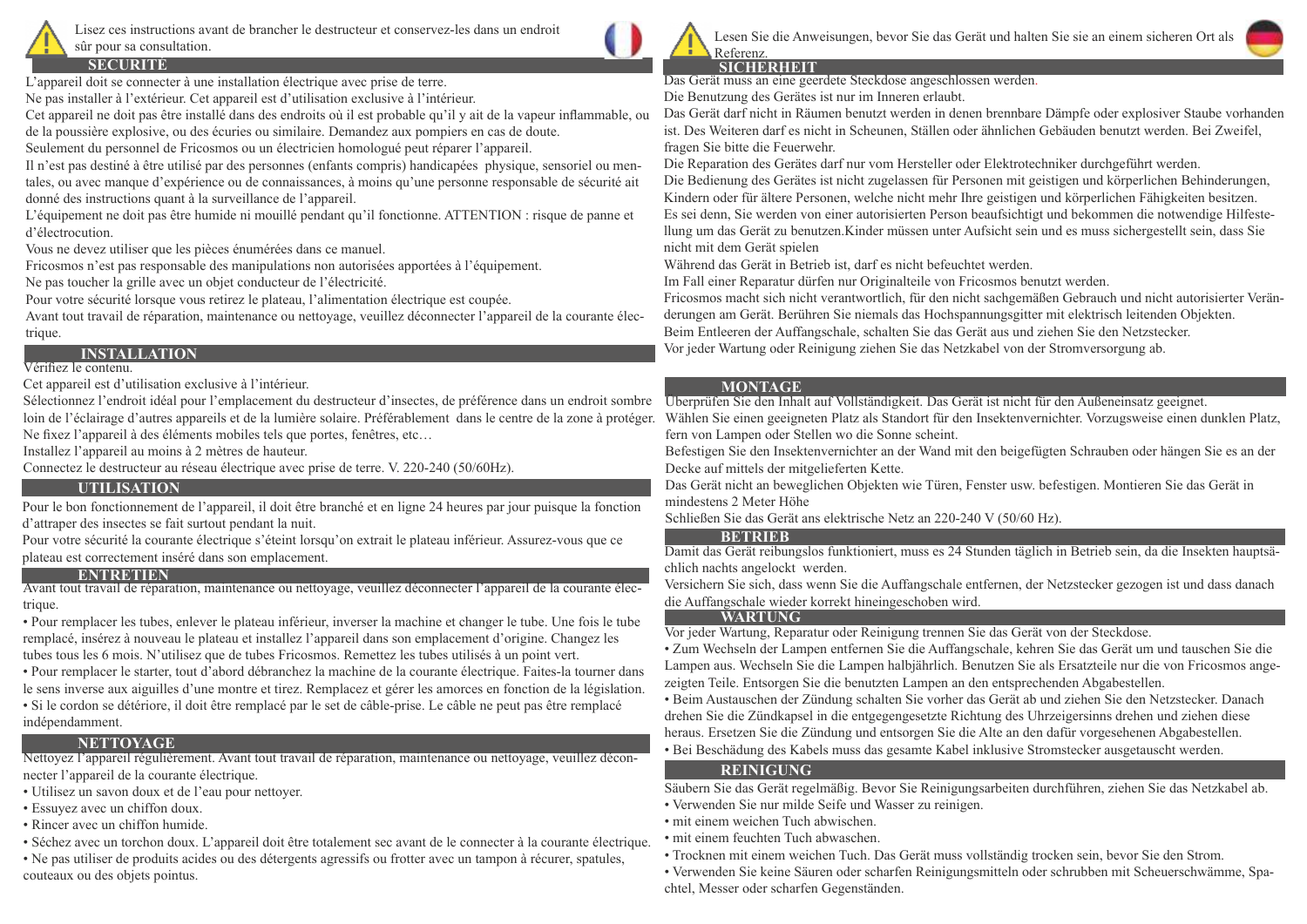Lisez ces instructions avant de brancher le destructeur et conservez-les dans un endroit sûr pour sa consultation.

## SECURITE

L'appareil doit se connecter à une installation électrique avec prise de terre.
Ne pas installer à l'extérieur. Cet appareil est d'utilisation exclusive à l'intérieur.
Cet appareil ne doit pas être installé dans des endroits où il est probable qu'il y ait de la vapeur inflammable, ou de la poussière explosive, ou des écuries ou similaire. Demandez aux pompiers en cas de doute.
Seulement du personnel de Fricosmos ou un électricien homologué peut réparer l'appareil.
Il n'est pas destiné à être utilisé par des personnes (enfants compris) handicapées physique, sensoriel ou mentales, ou avec manque d'expérience ou de connaissances, à moins qu'une personne responsable de sécurité ait donné des instructions quant à la surveillance de l'appareil.
L'équipement ne doit pas être humide ni mouillé pendant qu'il fonctionne. ATTENTION : risque de panne et d'électrocution.
Vous ne devez utiliser que les pièces énumérées dans ce manuel.
Fricosmos n'est pas responsable des manipulations non autorisées apportées à l'équipement.
Ne pas toucher la grille avec un objet conducteur de l'électricité.
Pour votre sécurité lorsque vous retirez le plateau, l'alimentation électrique est coupée.
Avant tout travail de réparation, maintenance ou nettoyage, veuillez déconnecter l'appareil de la courante électrique.

## INSTALLATION

Vérifiez le contenu.
Cet appareil est d'utilisation exclusive à l'intérieur.
Sélectionnez l'endroit idéal pour l'emplacement du destructeur d'insectes, de préférence dans un endroit sombre loin de l'éclairage d'autres appareils et de la lumière solaire. Préférablement dans le centre de la zone à protéger.
Ne fixez l'appareil à des éléments mobiles tels que portes, fenêtres, etc…
Installez l'appareil au moins à 2 mètres de hauteur.
Connectez le destructeur au réseau électrique avec prise de terre. V. 220-240 (50/60Hz).

## UTILISATION

Pour le bon fonctionnement de l'appareil, il doit être branché et en ligne 24 heures par jour puisque la fonction d'attraper des insectes se fait surtout pendant la nuit.
Pour votre sécurité la courante électrique s'éteint lorsqu'on extrait le plateau inférieur. Assurez-vous que ce plateau est correctement inséré dans son emplacement.

## ENTRETIEN

Avant tout travail de réparation, maintenance ou nettoyage, veuillez déconnecter l'appareil de la courante électrique.

- Pour remplacer les tubes, enlever le plateau inférieur, inverser la machine et changer le tube. Une fois le tube remplacé, insérez à nouveau le plateau et installez l'appareil dans son emplacement d'origine. Changez les tubes tous les 6 mois. N'utilisez que de tubes Fricosmos. Remettez les tubes utilisés à un point vert.
- Pour remplacer le starter, tout d'abord débranchez la machine de la courante électrique. Faites-la tourner dans le sens inverse aux aiguilles d'une montre et tirez. Remplacez et gérer les amorces en fonction de la législation.
- Si le cordon se détériore, il doit être remplacé par le set de câble-prise. Le câble ne peut pas être remplacé indépendamment.

## NETTOYAGE

Nettoyez l'appareil régulièrement. Avant tout travail de réparation, maintenance ou nettoyage, veuillez déconnecter l'appareil de la courante électrique.

- Utilisez un savon doux et de l'eau pour nettoyer.
- Essuyez avec un chiffon doux.
- Rincer avec un chiffon humide.
- Séchez avec un torchon doux. L'appareil doit être totalement sec avant de le connecter à la courante électrique.
- Ne pas utiliser de produits acides ou des détergents agressifs ou frotter avec un tampon à récurer, spatules, couteaux ou des objets pointus.

Lesen Sie die Anweisungen, bevor Sie das Gerät und halten Sie sie an einem sicheren Ort als Referenz.

## SICHERHEIT

Das Gerät muss an eine geerdete Steckdose angeschlossen werden.
Die Benutzung des Gerätes ist nur im Inneren erlaubt.
Das Gerät darf nicht in Räumen benutzt werden in denen brennbare Dämpfe oder explosiver Staube vorhanden ist. Des Weiteren darf es nicht in Scheunen, Ställen oder ähnlichen Gebäuden benutzt werden. Bei Zweifel, fragen Sie bitte die Feuerwehr.
Die Reparation des Gerätes darf nur vom Hersteller oder Elektrotechniker durchgeführt werden.
Die Bedienung des Gerätes ist nicht zugelassen für Personen mit geistigen und körperlichen Behinderungen, Kindern oder für ältere Personen, welche nicht mehr Ihre geistigen und körperlichen Fähigkeiten besitzen. Es sei denn, Sie werden von einer autorisierten Person beaufsichtigt und bekommen die notwendige Hilfestellung um das Gerät zu benutzen.Kinder müssen unter Aufsicht sein und es muss sichergestellt sein, dass Sie nicht mit dem Gerät spielen
Während das Gerät in Betrieb ist, darf es nicht befeuchtet werden.
Im Fall einer Reparatur dürfen nur Originalteile von Fricosmos benutzt werden.
Fricosmos macht sich nicht verantwortlich, für den nicht sachgemäßen Gebrauch und nicht autorisierter Veränderungen am Gerät. Berühren Sie niemals das Hochspannungsgitter mit elektrisch leitenden Objekten.
Beim Entleeren der Auffangschale, schalten Sie das Gerät aus und ziehen Sie den Netzstecker.
Vor jeder Wartung oder Reinigung ziehen Sie das Netzkabel von der Stromversorgung ab.

## MONTAGE

Überprüfen Sie den Inhalt auf Vollständigkeit. Das Gerät ist nicht für den Außeneinsatz geeignet.
Wählen Sie einen geeigneten Platz als Standort für den Insektenvernichter. Vorzugsweise einen dunklen Platz, fern von Lampen oder Stellen wo die Sonne scheint.
Befestigen Sie den Insektenvernichter an der Wand mit den beigefügten Schrauben oder hängen Sie es an der Decke auf mittels der mitgelieferten Kette.
Das Gerät nicht an beweglichen Objekten wie Türen, Fenster usw. befestigen. Montieren Sie das Gerät in mindestens 2 Meter Höhe
Schließen Sie das Gerät ans elektrische Netz an 220-240 V (50/60 Hz).

## BETRIEB

Damit das Gerät reibungslos funktioniert, muss es 24 Stunden täglich in Betrieb sein, da die Insekten hauptsächlich nachts angelockt werden.
Versichern Sie sich, dass wenn Sie die Auffangschale entfernen, der Netzstecker gezogen ist und dass danach die Auffangschale wieder korrekt hineingeschoben wird.

## WARTUNG

Vor jeder Wartung, Reparatur oder Reinigung trennen Sie das Gerät von der Steckdose.

- Zum Wechseln der Lampen entfernen Sie die Auffangschale, kehren Sie das Gerät um und tauschen Sie die Lampen aus. Wechseln Sie die Lampen halbjährlich. Benutzen Sie als Ersatzteile nur die von Fricosmos angezeigten Teile. Entsorgen Sie die benutzten Lampen an den entsprechenden Abgabestellen.
- Beim Austauschen der Zündung schalten Sie vorher das Gerät ab und ziehen Sie den Netzstecker. Danach drehen Sie die Zündkapsel in die entgegengesetzte Richtung des Uhrzeigersinns drehen und ziehen diese heraus. Ersetzen Sie die Zündung und entsorgen Sie die Alte an den dafür vorgesehenen Abgabestellen.
- Bei Beschädung des Kabels muss das gesamte Kabel inklusive Stromstecker ausgetauscht werden.

## REINIGUNG

Säubern Sie das Gerät regelmäßig. Bevor Sie Reinigungsarbeiten durchführen, ziehen Sie das Netzkabel ab.

- Verwenden Sie nur milde Seife und Wasser zu reinigen.
- mit einem weichen Tuch abwischen.
- mit einem feuchten Tuch abwaschen.
- Trocknen mit einem weichen Tuch. Das Gerät muss vollständig trocken sein, bevor Sie den Strom.
- Verwenden Sie keine Säuren oder scharfen Reinigungsmitteln oder schrubben mit Scheuerschwämme, Spachtel, Messer oder scharfen Gegenständen.